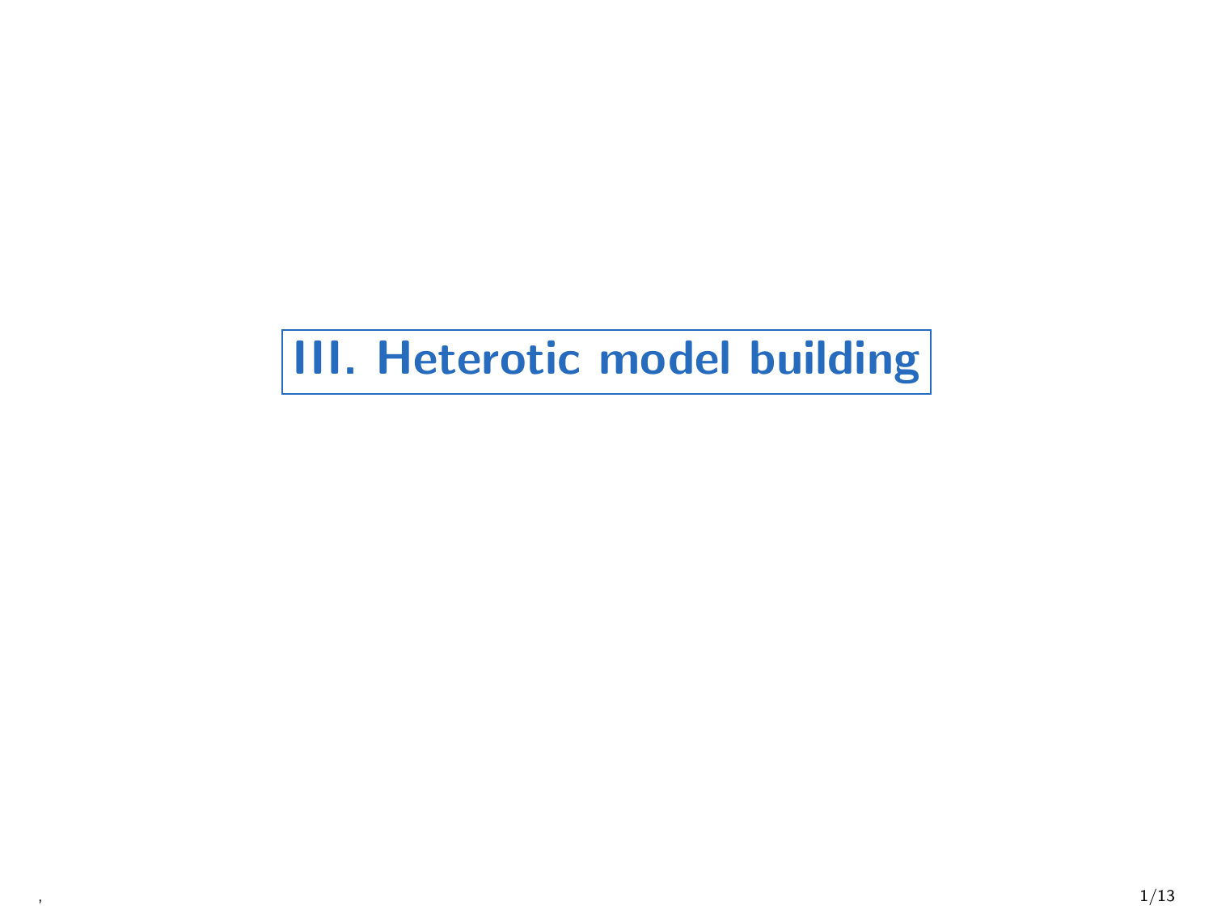# III. Heterotic model building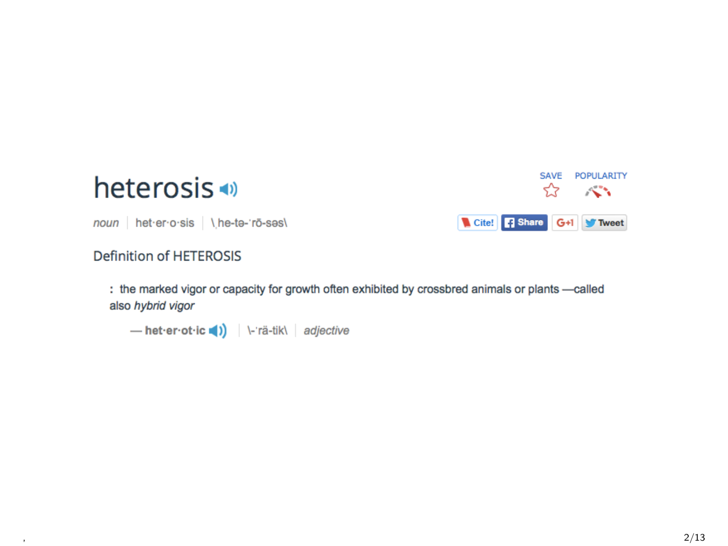# heterosis

*noun* | het·er·o·sis | \ˌhe-tə-ˈrō-səs\

SAVE POPULARITY

Cite! Share G+1 Tweet

## Definition of HETEROSIS

: the marked vigor or capacity for growth often exhibited by crossbred animals or plants —called also *hybrid vigor*

— **het·er·ot·ic** | \-ˈrä-tik\ | *adjective*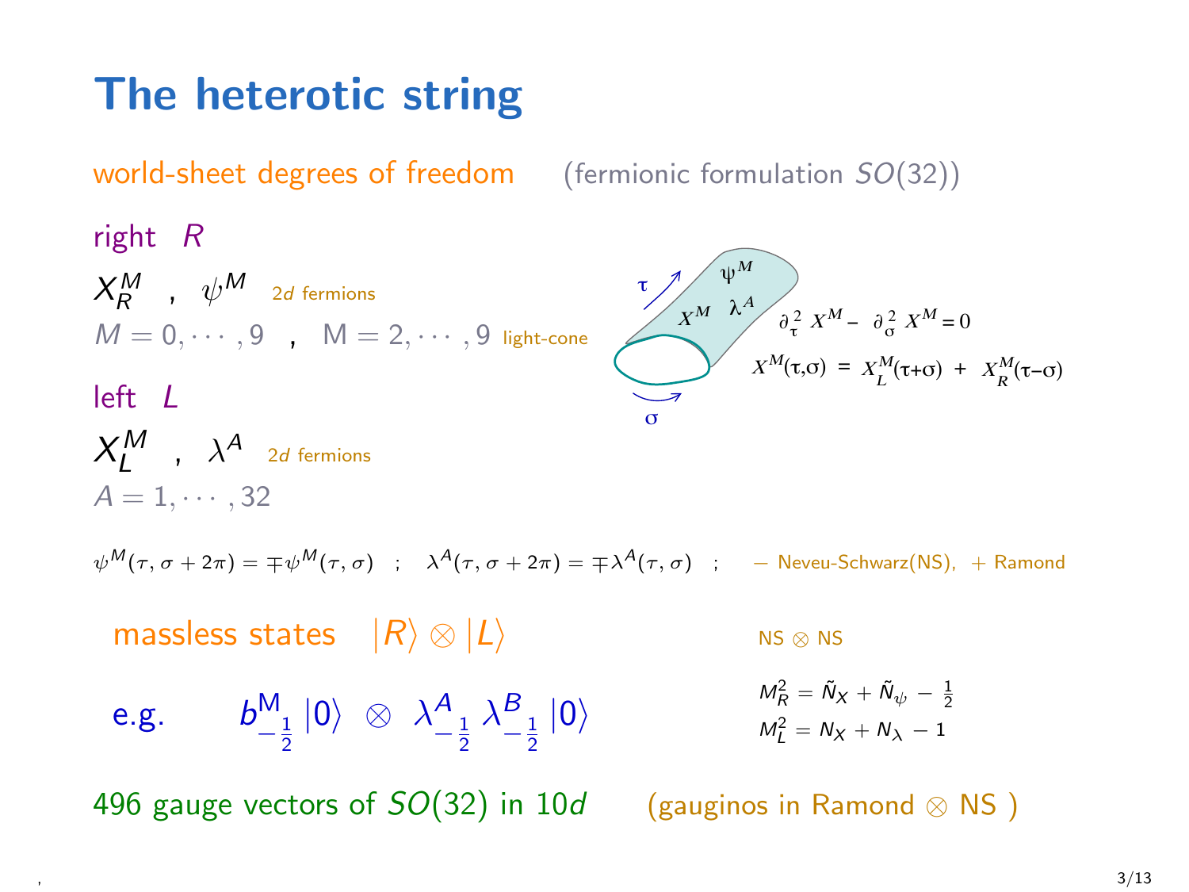# The heterotic string

world-sheet degrees of freedom (fermionic formulation $SO(32)$)

right $R$

$X_R^M$ , $\psi^M$ 2$d$ fermions

$M = 0, \cdots, 9$ , $M = 2, \cdots, 9$ light-cone

left $L$

$X_L^M$ , $\lambda^A$ 2$d$ fermions

$A = 1, \cdots, 32$

$\psi^M$ $X^M$ $\lambda^A$ $\tau$ $\sigma$

$$\partial_\tau^2 X^M - \partial_\sigma^2 X^M = 0$$

$$X^M(\tau,\sigma) = X_L^M(\tau+\sigma) + X_R^M(\tau-\sigma)$$

$\psi^M(\tau, \sigma + 2\pi) = \mp\psi^M(\tau, \sigma)$ ; $\lambda^A(\tau, \sigma + 2\pi) = \mp\lambda^A(\tau, \sigma)$ ; $-$ Neveu-Schwarz(NS), $+$ Ramond

massless states $|R\rangle \otimes |L\rangle$

NS $\otimes$ NS

e.g. $b^M_{-\frac{1}{2}}|0\rangle \otimes \lambda^A_{-\frac{1}{2}}\lambda^B_{-\frac{1}{2}}|0\rangle$

$$M_R^2 = \tilde{N}_X + \tilde{N}_\psi - \tfrac{1}{2}$$

$$M_L^2 = N_X + N_\lambda - 1$$

496 gauge vectors of $SO(32)$ in 10$d$ (gauginos in Ramond $\otimes$ NS )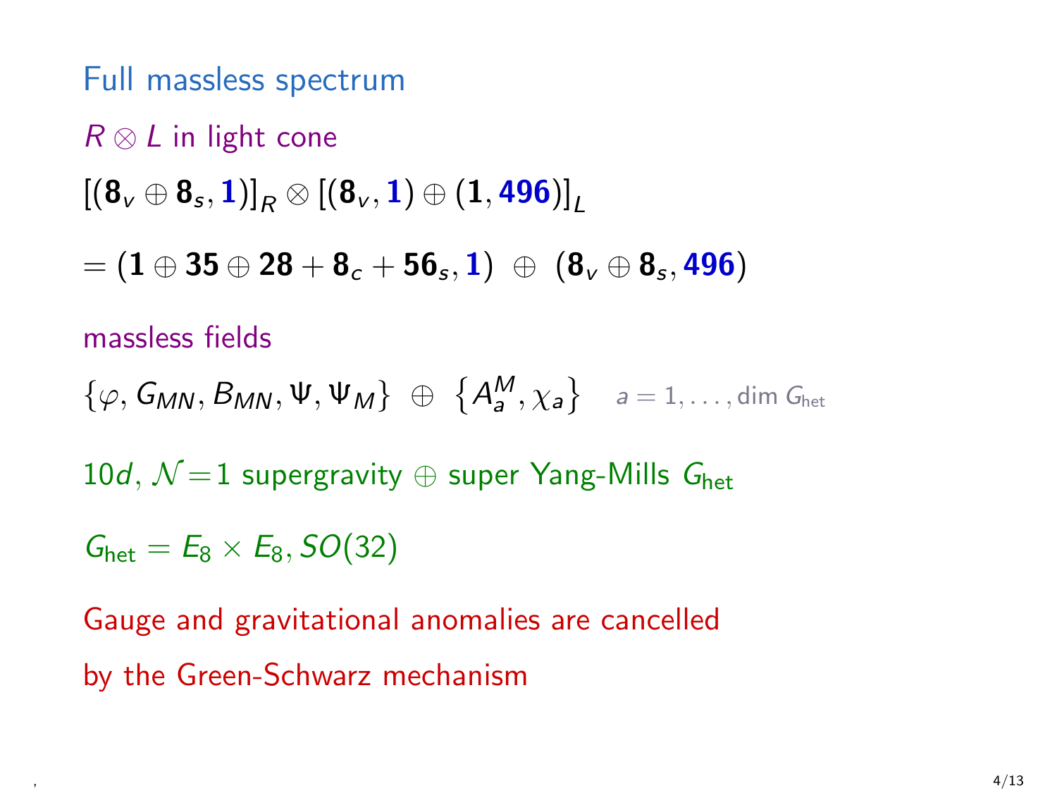## Full massless spectrum

*R* ⊗ *L* in light cone

$$[(\mathbf{8}_v \oplus \mathbf{8}_s, \mathbf{1})]_R \otimes [(\mathbf{8}_v, \mathbf{1}) \oplus (\mathbf{1}, \mathbf{496})]_L$$

$$= (\mathbf{1} \oplus \mathbf{35} \oplus \mathbf{28} + \mathbf{8}_c + \mathbf{56}_s, \mathbf{1}) \;\oplus\; (\mathbf{8}_v \oplus \mathbf{8}_s, \mathbf{496})$$

massless fields

$$\{\varphi, G_{MN}, B_{MN}, \Psi, \Psi_M\} \;\oplus\; \{A_a^M, \chi_a\} \quad a = 1, \ldots, \dim G_{\text{het}}$$

$10d$, $\mathcal{N} = 1$ supergravity $\oplus$ super Yang-Mills $G_{\text{het}}$

$G_{\text{het}} = E_8 \times E_8, SO(32)$

Gauge and gravitational anomalies are cancelled by the Green-Schwarz mechanism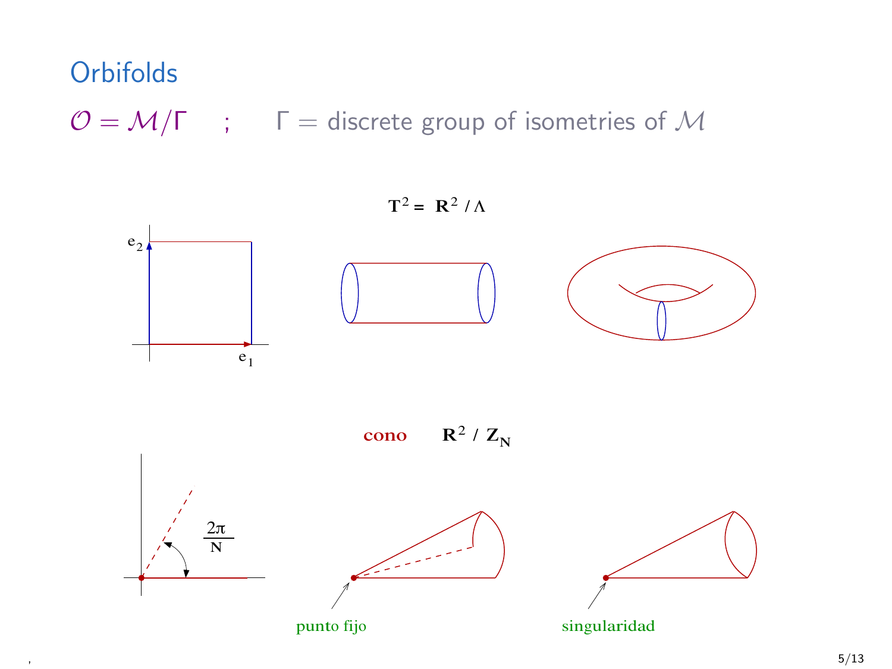# Orbifolds

$\mathcal{O} = \mathcal{M}/\Gamma$ ; $\Gamma$ = discrete group of isometries of $\mathcal{M}$

$T^2 = R^2 / \Lambda$

$e_2$

$e_1$

**cono** $R^2$ / $Z_N$

$\frac{2\pi}{N}$

punto fijo

singularidad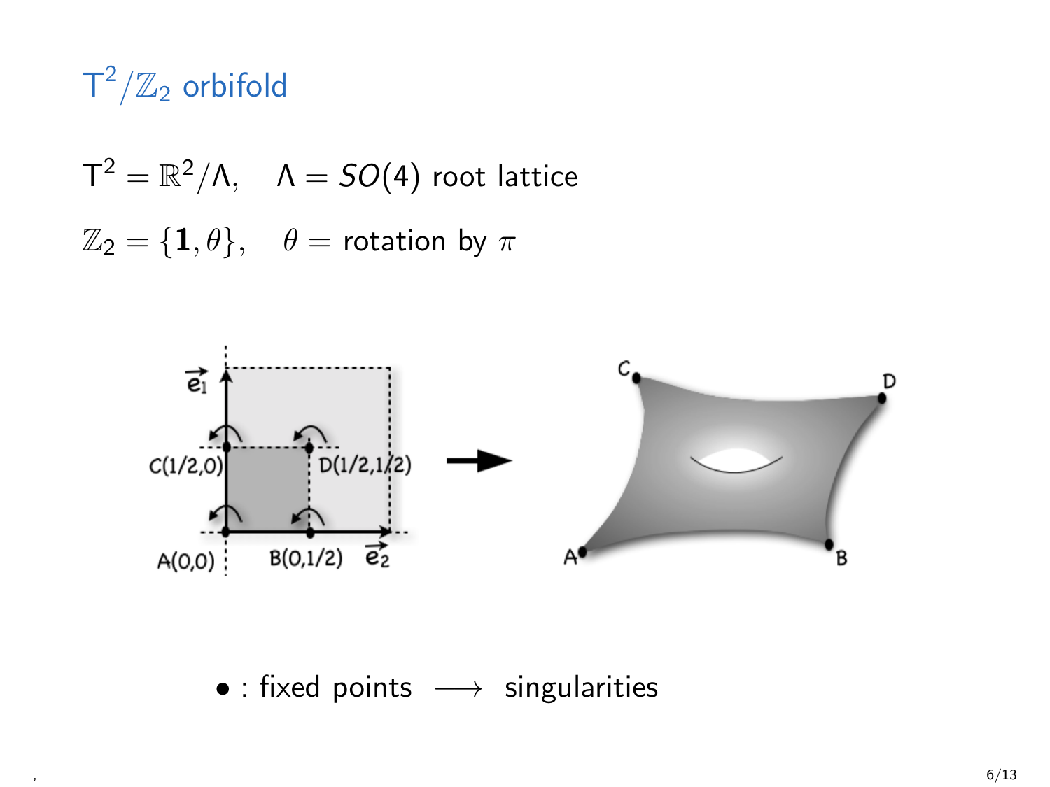# $T^2/\mathbb{Z}_2$ orbifold

$T^2 = \mathbb{R}^2/\Lambda, \quad \Lambda = SO(4)$ root lattice

$\mathbb{Z}_2 = \{\mathbf{1}, \theta\}, \quad \theta =$ rotation by $\pi$

$\bullet$ : fixed points $\longrightarrow$ singularities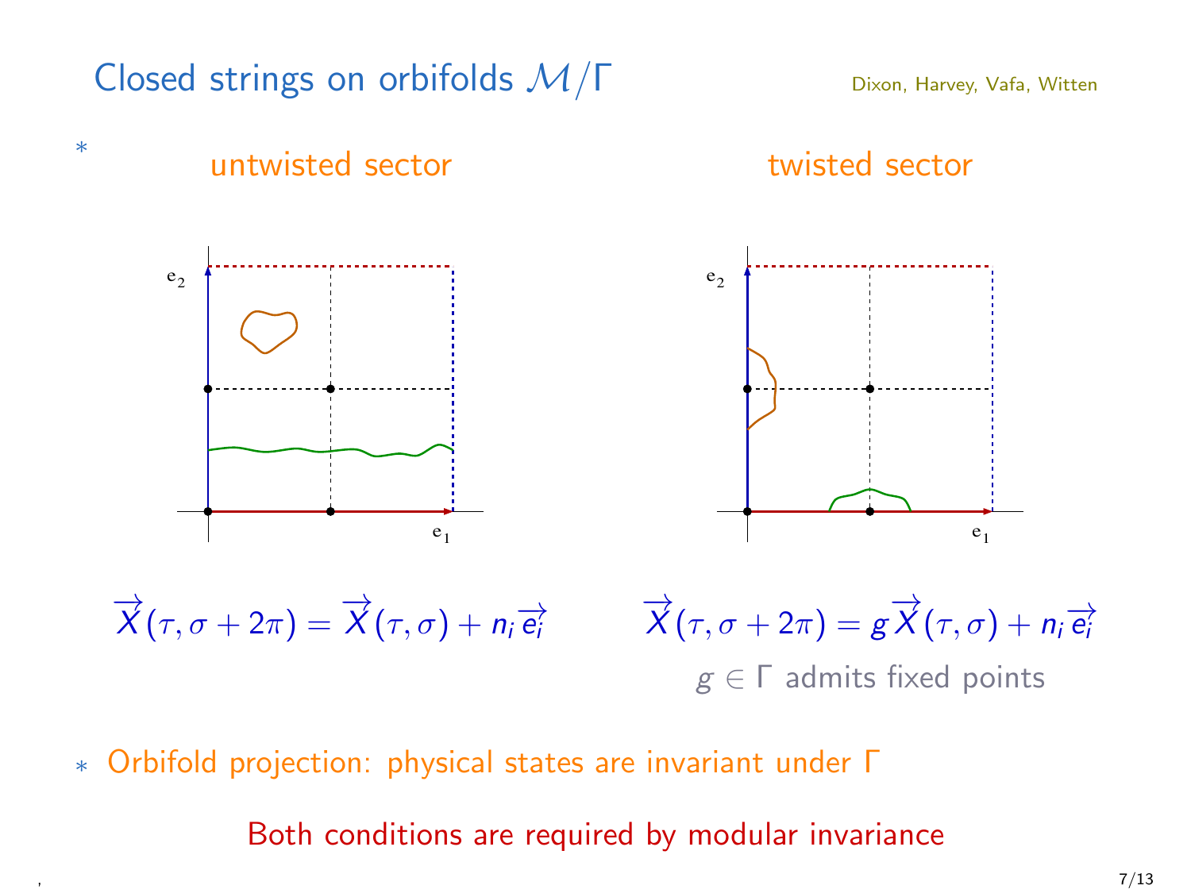## Closed strings on orbifolds $\mathcal{M}/\Gamma$

Dixon, Harvey, Vafa, Witten

* **untwisted sector**

$$\vec{X}(\tau, \sigma + 2\pi) = \vec{X}(\tau, \sigma) + n_i \vec{e_i}$$

**twisted sector**

$$\vec{X}(\tau, \sigma + 2\pi) = g\vec{X}(\tau, \sigma) + n_i \vec{e_i}$$

$g \in \Gamma$ admits fixed points

* Orbifold projection: physical states are invariant under $\Gamma$

Both conditions are required by modular invariance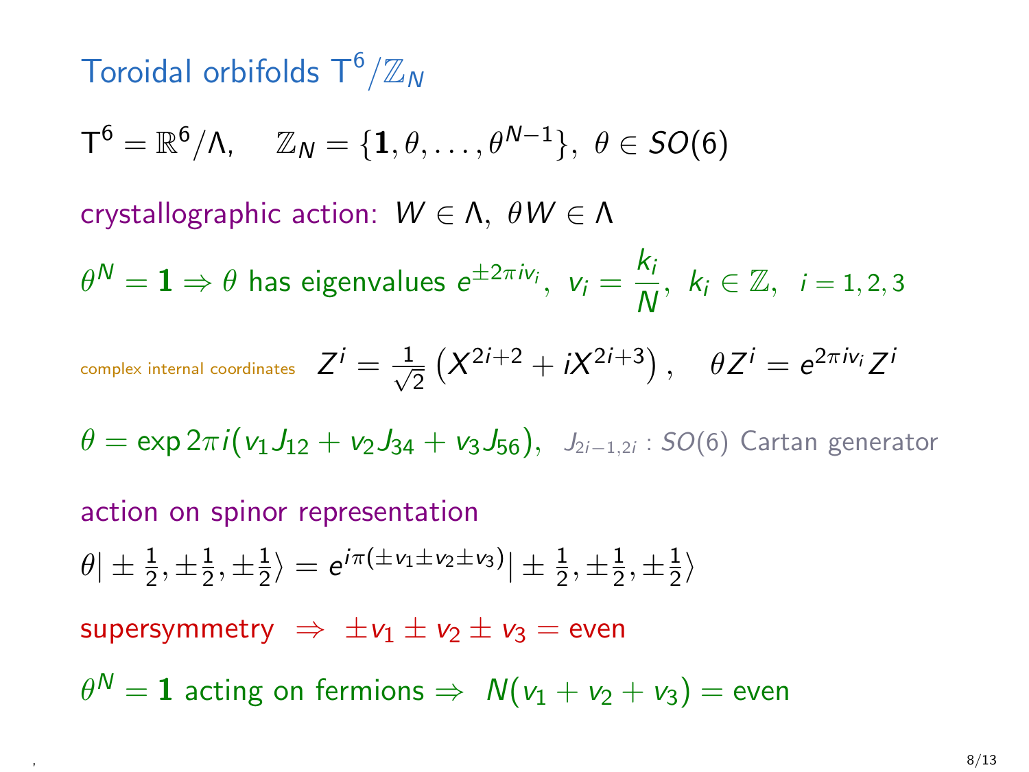# Toroidal orbifolds $\mathsf{T}^6/\mathbb{Z}_N$

$$\mathsf{T}^6 = \mathbb{R}^6/\Lambda, \quad \mathbb{Z}_N = \{\mathbf{1}, \theta, \ldots, \theta^{N-1}\},\ \theta \in SO(6)$$

crystallographic action: $W \in \Lambda,\ \theta W \in \Lambda$

$\theta^N = \mathbf{1} \Rightarrow \theta$ has eigenvalues $e^{\pm 2\pi i v_i},\ v_i = \dfrac{k_i}{N},\ k_i \in \mathbb{Z},\ \ i = 1, 2, 3$

complex internal coordinates $\quad Z^i = \frac{1}{\sqrt{2}}\left(X^{2i+2} + iX^{2i+3}\right), \quad \theta Z^i = e^{2\pi i v_i} Z^i$

$\theta = \exp 2\pi i(v_1 J_{12} + v_2 J_{34} + v_3 J_{56}),\ \ J_{2i-1,2i}$ : $SO(6)$ Cartan generator

action on spinor representation

$$\theta|\pm\tfrac{1}{2}, \pm\tfrac{1}{2}, \pm\tfrac{1}{2}\rangle = e^{i\pi(\pm v_1 \pm v_2 \pm v_3)}|\pm\tfrac{1}{2}, \pm\tfrac{1}{2}, \pm\tfrac{1}{2}\rangle$$

supersymmetry $\ \Rightarrow\ \pm v_1 \pm v_2 \pm v_3 = \text{even}$

$\theta^N = \mathbf{1}$ acting on fermions $\Rightarrow\ N(v_1 + v_2 + v_3) = \text{even}$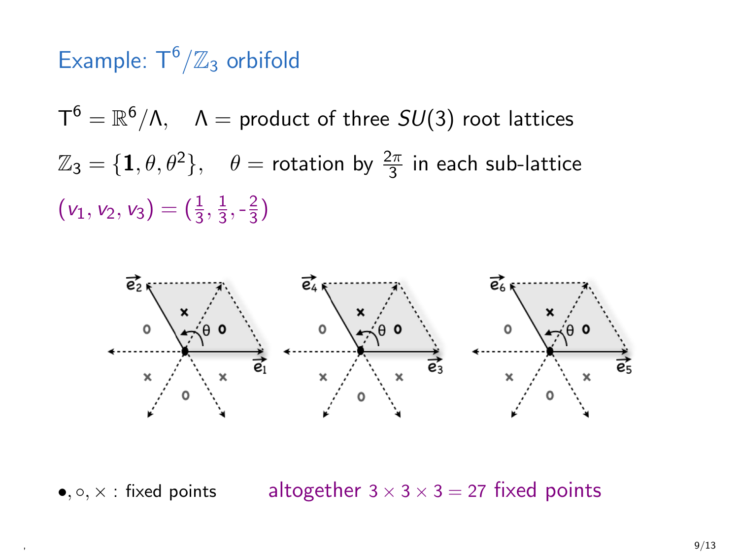# Example: $T^6/\mathbb{Z}_3$ orbifold

$T^6 = \mathbb{R}^6/\Lambda$, $\quad \Lambda =$ product of three $SU(3)$ root lattices

$\mathbb{Z}_3 = \{\mathbf{1}, \theta, \theta^2\}$, $\quad \theta =$ rotation by $\frac{2\pi}{3}$ in each sub-lattice

$(v_1, v_2, v_3) = (\frac{1}{3}, \frac{1}{3}, \text{-}\frac{2}{3})$

$\bullet, \circ, \times$ : fixed points $\qquad$ altogether $3 \times 3 \times 3 = 27$ fixed points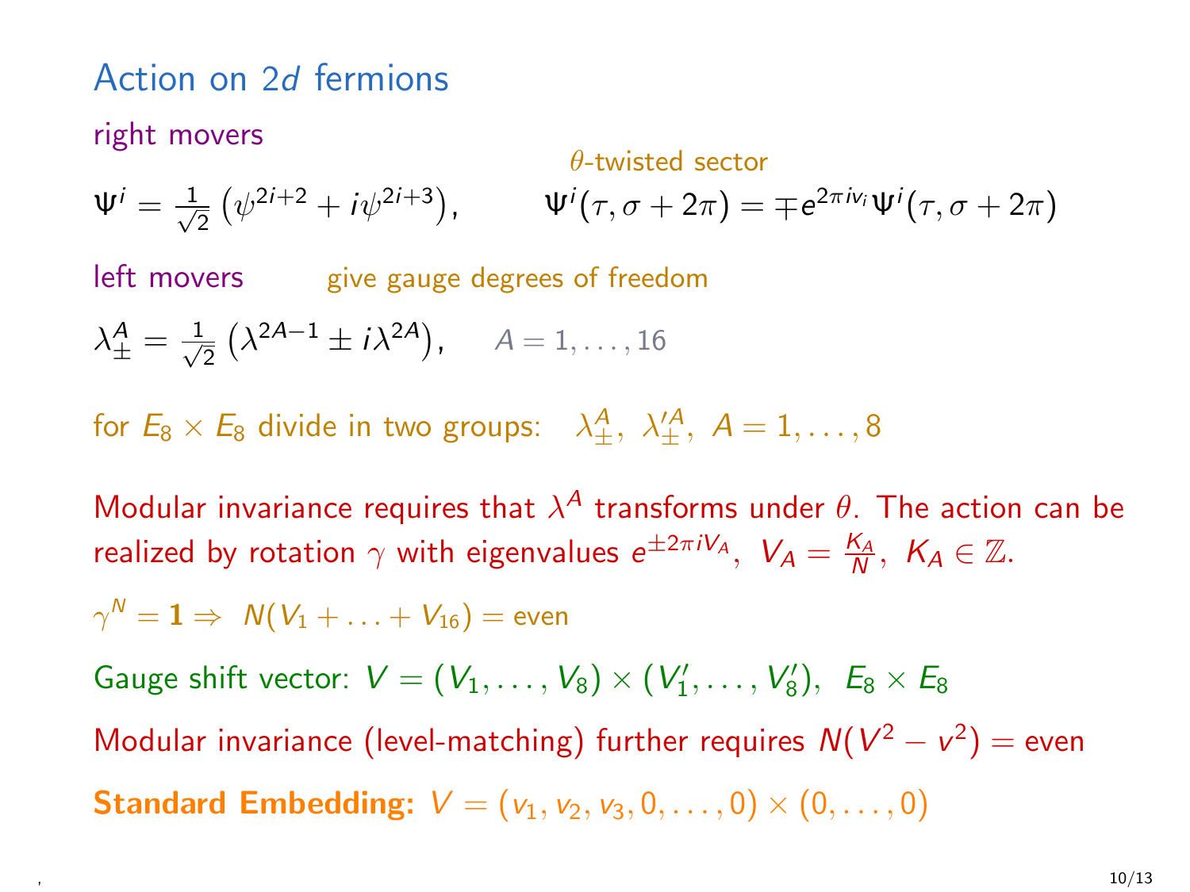## Action on 2$d$ fermions

right movers

$\theta$-twisted sector

$$\Psi^i = \frac{1}{\sqrt{2}}\left(\psi^{2i+2} + i\psi^{2i+3}\right), \qquad \Psi^i(\tau, \sigma + 2\pi) = \mp e^{2\pi i v_i}\Psi^i(\tau, \sigma + 2\pi)$$

left movers    give gauge degrees of freedom

$$\lambda^A_\pm = \frac{1}{\sqrt{2}}\left(\lambda^{2A-1} \pm i\lambda^{2A}\right), \quad A = 1, \ldots, 16$$

for $E_8 \times E_8$ divide in two groups: $\lambda^A_\pm,\ \lambda'^A_\pm,\ A = 1, \ldots, 8$

Modular invariance requires that $\lambda^A$ transforms under $\theta$. The action can be realized by rotation $\gamma$ with eigenvalues $e^{\pm 2\pi i V_A},\ V_A = \frac{K_A}{N},\ K_A \in \mathbb{Z}$.

$\gamma^N = \mathbf{1} \Rightarrow\ N(V_1 + \ldots + V_{16}) = \text{even}$

Gauge shift vector: $V = (V_1, \ldots, V_8) \times (V'_1, \ldots, V'_8),\ \ E_8 \times E_8$

Modular invariance (level-matching) further requires $N(V^2 - v^2) = \text{even}$

**Standard Embedding:** $V = (v_1, v_2, v_3, 0, \ldots, 0) \times (0, \ldots, 0)$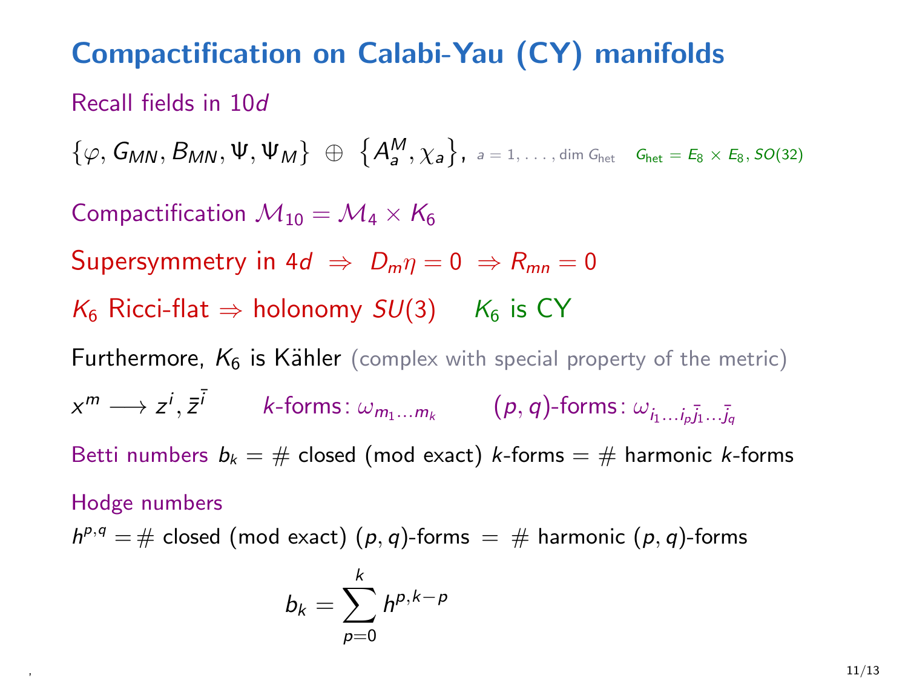# Compactification on Calabi-Yau (CY) manifolds

Recall fields in $10d$

$\{\varphi, G_{MN}, B_{MN}, \Psi, \Psi_M\} \;\oplus\; \{A_a^M, \chi_a\}$, $a = 1, \ldots, \dim G_{\rm het}$ $\quad G_{\rm het} = E_8 \times E_8, SO(32)$

Compactification $\mathcal{M}_{10} = \mathcal{M}_4 \times K_6$

Supersymmetry in $4d \;\Rightarrow\; D_m\eta = 0 \;\Rightarrow R_{mn} = 0$

$K_6$ Ricci-flat $\Rightarrow$ holonomy $SU(3)$ $\quad$ $K_6$ is CY

Furthermore, $K_6$ is Kähler (complex with special property of the metric)

$x^m \longrightarrow z^i, \bar{z}^{\bar{i}}$ $\qquad$ $k$-forms: $\omega_{m_1 \ldots m_k}$ $\qquad$ $(p,q)$-forms: $\omega_{i_1 \ldots i_p \bar{j}_1 \ldots \bar{j}_q}$

Betti numbers $b_k = \#$ closed (mod exact) $k$-forms $= \#$ harmonic $k$-forms

Hodge numbers

$h^{p,q} = \#$ closed (mod exact) $(p,q)$-forms $= \#$ harmonic $(p,q)$-forms

$$b_k = \sum_{p=0}^{k} h^{p,k-p}$$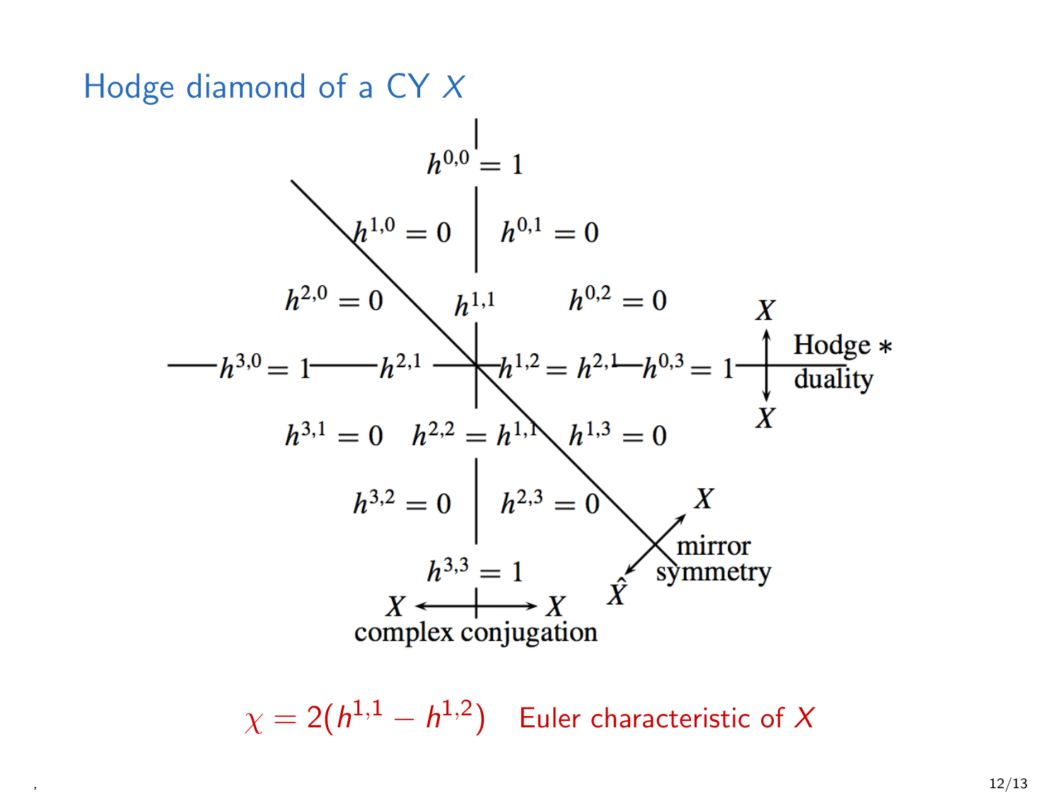## Hodge diamond of a CY $X$

$$h^{0,0} = 1$$

$$h^{1,0} = 0 \qquad h^{0,1} = 0$$

$$h^{2,0} = 0 \qquad h^{1,1} \qquad h^{0,2} = 0$$

$$h^{3,0} = 1 \qquad h^{2,1} \qquad h^{1,2} = h^{2,1} \qquad h^{0,3} = 1$$

$$h^{3,1} = 0 \qquad h^{2,2} = h^{1,1} \qquad h^{1,3} = 0$$

$$h^{3,2} = 0 \qquad h^{2,3} = 0$$

$$h^{3,3} = 1$$

$X \leftrightarrow X$ complex conjugation

$X \leftrightarrow X$ Hodge $*$ duality

$X \leftrightarrow \hat{X}$ mirror symmetry

$\chi = 2(h^{1,1} - h^{1,2})$ Euler characteristic of $X$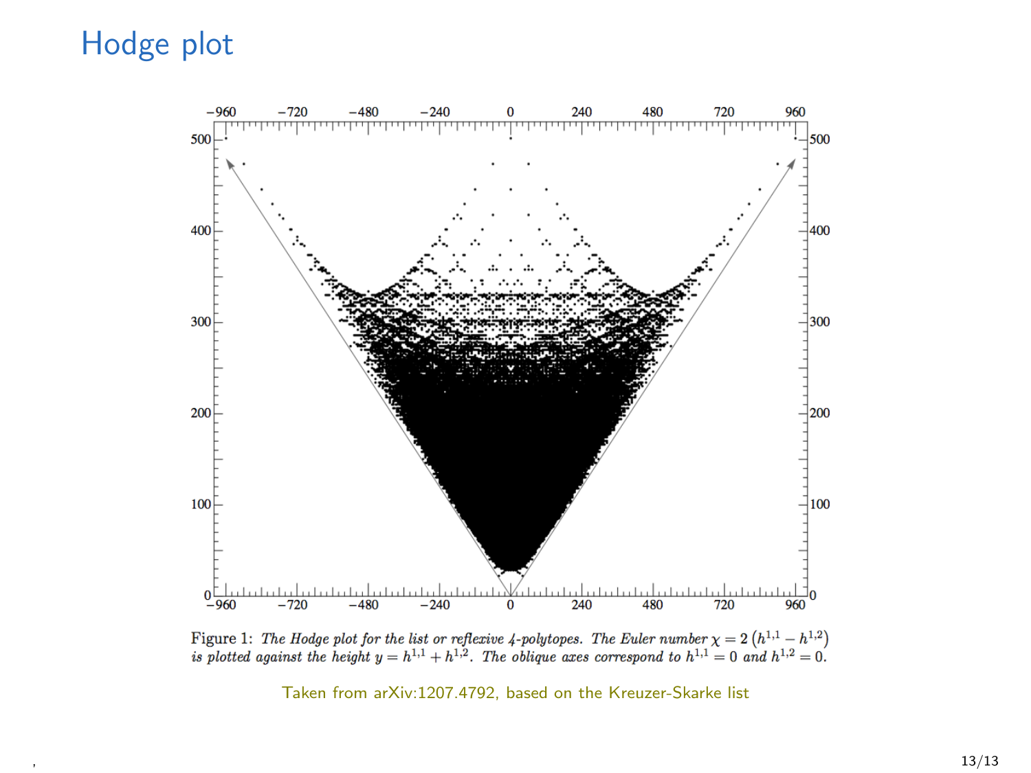# Hodge plot

−960 −720 −480 −240 0 240 480 720 960

500

400

300

200

100

0

−960 −720 −480 −240 0 240 480 720 960

Figure 1: *The Hodge plot for the list or reflexive 4-polytopes. The Euler number* $\chi = 2\left(h^{1,1} - h^{1,2}\right)$ *is plotted against the height* $y = h^{1,1} + h^{1,2}$. *The oblique axes correspond to* $h^{1,1} = 0$ *and* $h^{1,2} = 0$.

Taken from arXiv:1207.4792, based on the Kreuzer-Skarke list